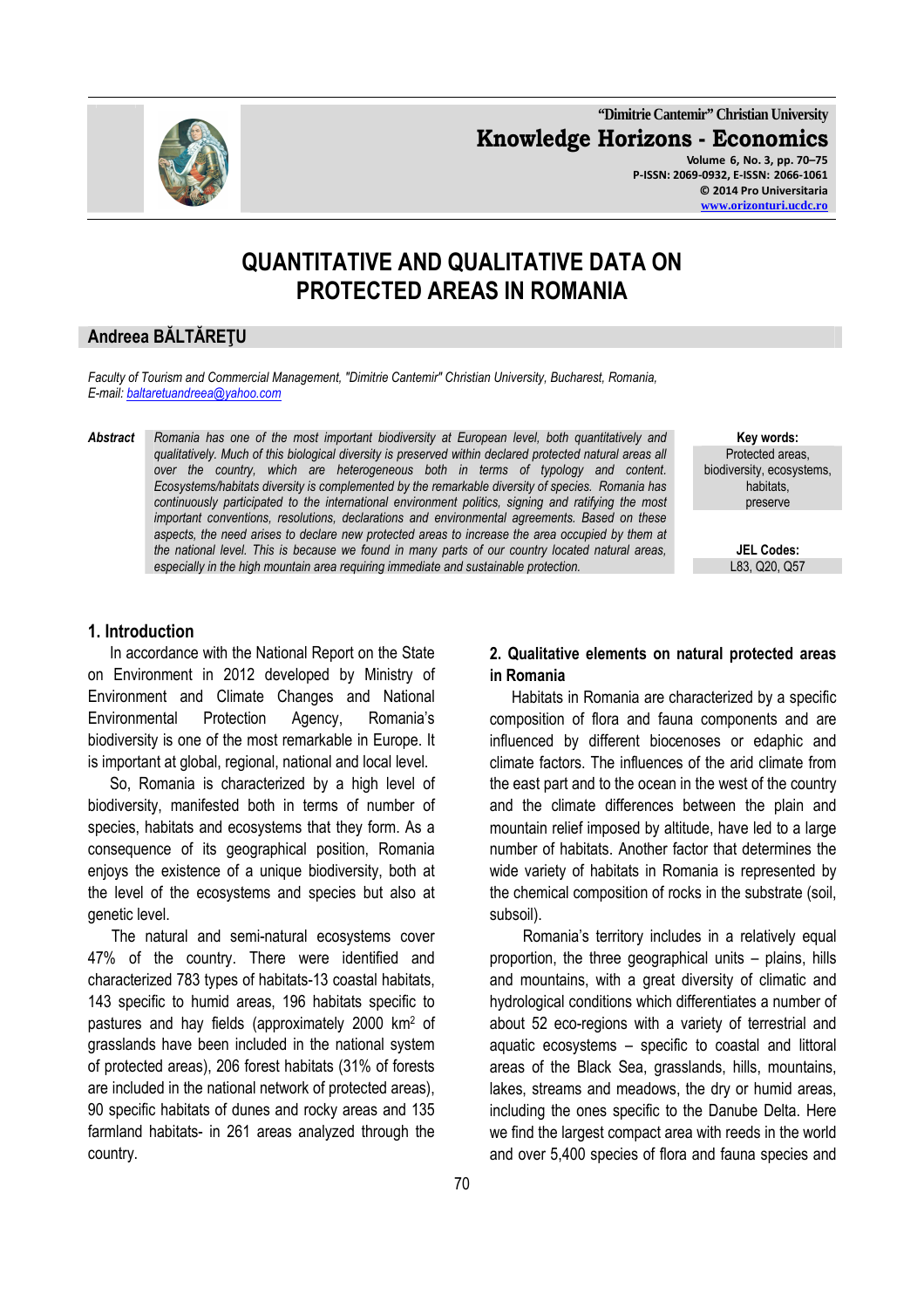# QUANTITATIVE AND QUALITATIVE DATA ON PROTECTED AREAS IN ROMANIA

## Andreea BĂLTĂREŢU

*Faculty of Tourism and Commercial Management, "Dimitrie Cantemir" Christian University, Bucharest, Romania,*
*E-mail: baltaretuandreea@yahoo.com*

***Abstract*** *Romania has one of the most important biodiversity at European level, both quantitatively and qualitatively. Much of this biological diversity is preserved within declared protected natural areas all over the country, which are heterogeneous both in terms of typology and content. Ecosystems/habitats diversity is complemented by the remarkable diversity of species. Romania has continuously participated to the international environment politics, signing and ratifying the most important conventions, resolutions, declarations and environmental agreements. Based on these aspects, the need arises to declare new protected areas to increase the area occupied by them at the national level. This is because we found in many parts of our country located natural areas, especially in the high mountain area requiring immediate and sustainable protection.*

**Key words:**
Protected areas, biodiversity, ecosystems, habitats, preserve

**JEL Codes:**
L83, Q20, Q57

## 1. Introduction

In accordance with the National Report on the State on Environment in 2012 developed by Ministry of Environment and Climate Changes and National Environmental Protection Agency, Romania's biodiversity is one of the most remarkable in Europe. It is important at global, regional, national and local level.

So, Romania is characterized by a high level of biodiversity, manifested both in terms of number of species, habitats and ecosystems that they form. As a consequence of its geographical position, Romania enjoys the existence of a unique biodiversity, both at the level of the ecosystems and species but also at genetic level.

The natural and semi-natural ecosystems cover 47% of the country. There were identified and characterized 783 types of habitats-13 coastal habitats, 143 specific to humid areas, 196 habitats specific to pastures and hay fields (approximately 2000 km$^2$ of grasslands have been included in the national system of protected areas), 206 forest habitats (31% of forests are included in the national network of protected areas), 90 specific habitats of dunes and rocky areas and 135 farmland habitats- in 261 areas analyzed through the country.

## 2. Qualitative elements on natural protected areas in Romania

Habitats in Romania are characterized by a specific composition of flora and fauna components and are influenced by different biocenoses or edaphic and climate factors. The influences of the arid climate from the east part and to the ocean in the west of the country and the climate differences between the plain and mountain relief imposed by altitude, have led to a large number of habitats. Another factor that determines the wide variety of habitats in Romania is represented by the chemical composition of rocks in the substrate (soil, subsoil).

Romania's territory includes in a relatively equal proportion, the three geographical units – plains, hills and mountains, with a great diversity of climatic and hydrological conditions which differentiates a number of about 52 eco-regions with a variety of terrestrial and aquatic ecosystems – specific to coastal and littoral areas of the Black Sea, grasslands, hills, mountains, lakes, streams and meadows, the dry or humid areas, including the ones specific to the Danube Delta. Here we find the largest compact area with reeds in the world and over 5,400 species of flora and fauna species and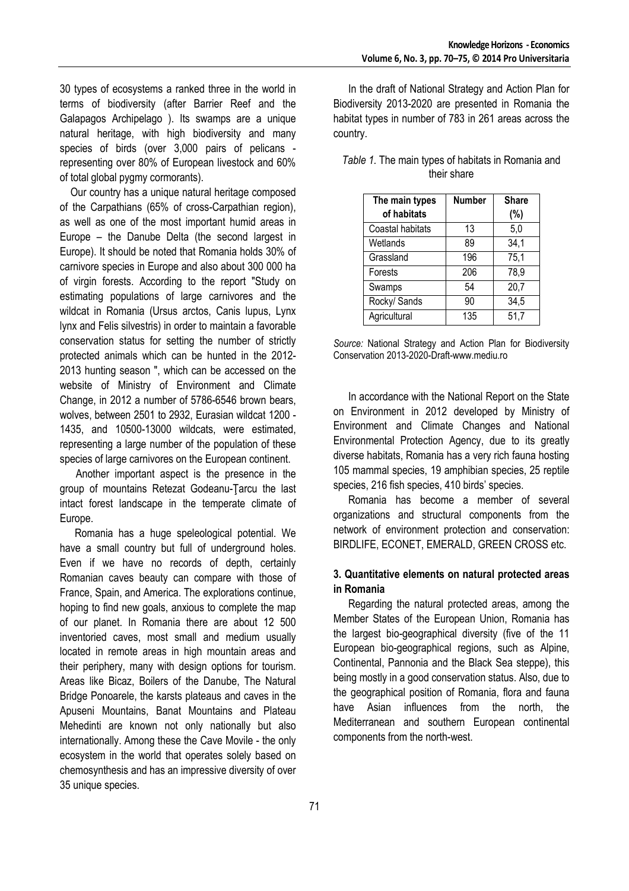30 types of ecosystems a ranked three in the world in terms of biodiversity (after Barrier Reef and the Galapagos Archipelago ). Its swamps are a unique natural heritage, with high biodiversity and many species of birds (over 3,000 pairs of pelicans - representing over 80% of European livestock and 60% of total global pygmy cormorants).

Our country has a unique natural heritage composed of the Carpathians (65% of cross-Carpathian region), as well as one of the most important humid areas in Europe – the Danube Delta (the second largest in Europe). It should be noted that Romania holds 30% of carnivore species in Europe and also about 300 000 ha of virgin forests. According to the report "Study on estimating populations of large carnivores and the wildcat in Romania (Ursus arctos, Canis lupus, Lynx lynx and Felis silvestris) in order to maintain a favorable conservation status for setting the number of strictly protected animals which can be hunted in the 2012-2013 hunting season ", which can be accessed on the website of Ministry of Environment and Climate Change, in 2012 a number of 5786-6546 brown bears, wolves, between 2501 to 2932, Eurasian wildcat 1200 - 1435, and 10500-13000 wildcats, were estimated, representing a large number of the population of these species of large carnivores on the European continent.

Another important aspect is the presence in the group of mountains Retezat Godeanu-Ţarcu the last intact forest landscape in the temperate climate of Europe.

Romania has a huge speleological potential. We have a small country but full of underground holes. Even if we have no records of depth, certainly Romanian caves beauty can compare with those of France, Spain, and America. The explorations continue, hoping to find new goals, anxious to complete the map of our planet. In Romania there are about 12 500 inventoried caves, most small and medium usually located in remote areas in high mountain areas and their periphery, many with design options for tourism. Areas like Bicaz, Boilers of the Danube, The Natural Bridge Ponoarele, the karsts plateaus and caves in the Apuseni Mountains, Banat Mountains and Plateau Mehedinti are known not only nationally but also internationally. Among these the Cave Movile - the only ecosystem in the world that operates solely based on chemosynthesis and has an impressive diversity of over 35 unique species.

In the draft of National Strategy and Action Plan for Biodiversity 2013-2020 are presented in Romania the habitat types in number of 783 in 261 areas across the country.

*Table 1.* The main types of habitats in Romania and their share

| The main types of habitats | Number | Share (%) |
|---|---|---|
| Coastal habitats | 13 | 5,0 |
| Wetlands | 89 | 34,1 |
| Grassland | 196 | 75,1 |
| Forests | 206 | 78,9 |
| Swamps | 54 | 20,7 |
| Rocky/ Sands | 90 | 34,5 |
| Agricultural | 135 | 51,7 |

*Source:* National Strategy and Action Plan for Biodiversity Conservation 2013-2020-Draft-www.mediu.ro

In accordance with the National Report on the State on Environment in 2012 developed by Ministry of Environment and Climate Changes and National Environmental Protection Agency, due to its greatly diverse habitats, Romania has a very rich fauna hosting 105 mammal species, 19 amphibian species, 25 reptile species, 216 fish species, 410 birds' species.

Romania has become a member of several organizations and structural components from the network of environment protection and conservation: BIRDLIFE, ECONET, EMERALD, GREEN CROSS etc.

### 3. Quantitative elements on natural protected areas in Romania

Regarding the natural protected areas, among the Member States of the European Union, Romania has the largest bio-geographical diversity (five of the 11 European bio-geographical regions, such as Alpine, Continental, Pannonia and the Black Sea steppe), this being mostly in a good conservation status. Also, due to the geographical position of Romania, flora and fauna have Asian influences from the north, the Mediterranean and southern European continental components from the north-west.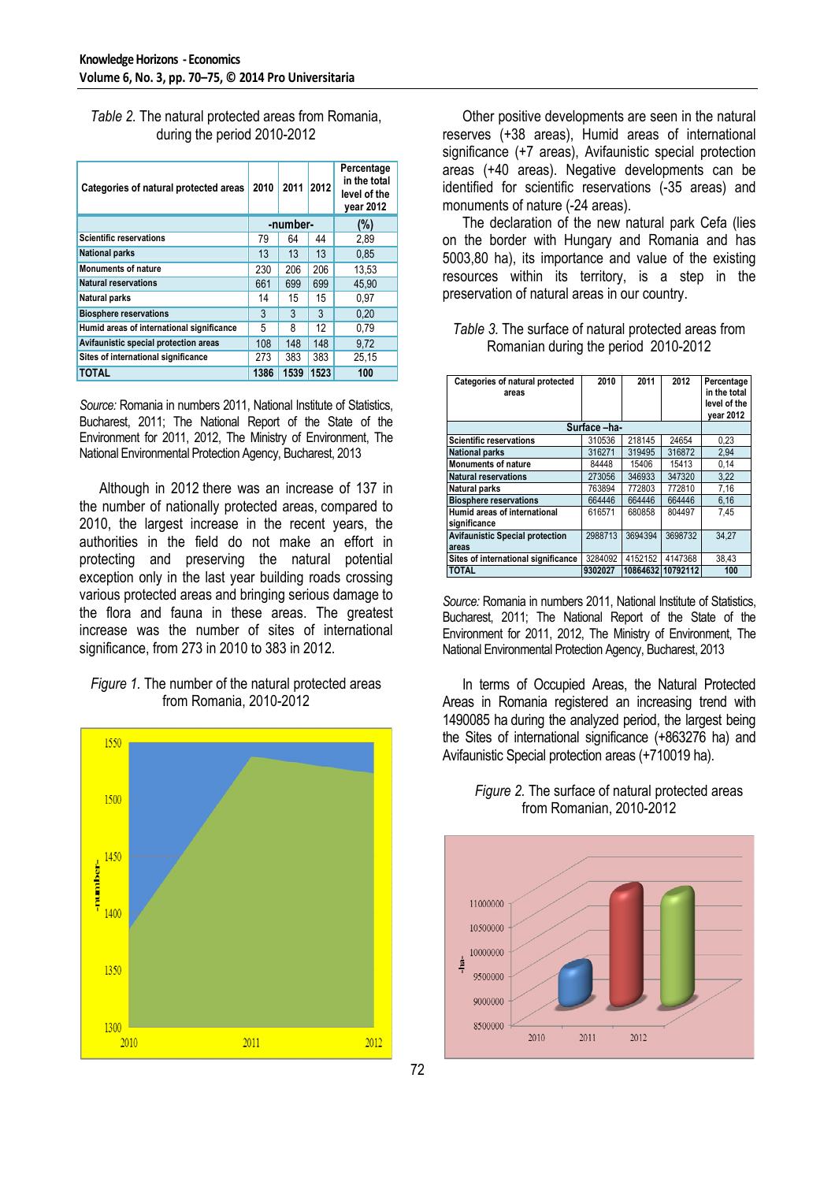*Table 2.* The natural protected areas from Romania, during the period 2010-2012

| Categories of natural protected areas | 2010 | 2011 | 2012 | Percentage in the total level of the year 2012 |
|---|---|---|---|---|
| | -number- | | | (%) |
| Scientific reservations | 79 | 64 | 44 | 2,89 |
| National parks | 13 | 13 | 13 | 0,85 |
| Monuments of nature | 230 | 206 | 206 | 13,53 |
| Natural reservations | 661 | 699 | 699 | 45,90 |
| Natural parks | 14 | 15 | 15 | 0,97 |
| Biosphere reservations | 3 | 3 | 3 | 0,20 |
| Humid areas of international significance | 5 | 8 | 12 | 0,79 |
| Avifaunistic special protection areas | 108 | 148 | 148 | 9,72 |
| Sites of international significance | 273 | 383 | 383 | 25,15 |
| TOTAL | 1386 | 1539 | 1523 | 100 |

*Source:* Romania in numbers 2011, National Institute of Statistics, Bucharest, 2011; The National Report of the State of the Environment for 2011, 2012, The Ministry of Environment, The National Environmental Protection Agency, Bucharest, 2013

Although in 2012 there was an increase of 137 in the number of nationally protected areas, compared to 2010, the largest increase in the recent years, the authorities in the field do not make an effort in protecting and preserving the natural potential exception only in the last year building roads crossing various protected areas and bringing serious damage to the flora and fauna in these areas. The greatest increase was the number of sites of international significance, from 273 in 2010 to 383 in 2012.

*Figure 1.* The number of the natural protected areas from Romania, 2010-2012

Other positive developments are seen in the natural reserves (+38 areas), Humid areas of international significance (+7 areas), Avifaunistic special protection areas (+40 areas). Negative developments can be identified for scientific reservations (-35 areas) and monuments of nature (-24 areas).

The declaration of the new natural park Cefa (lies on the border with Hungary and Romania and has 5003,80 ha), its importance and value of the existing resources within its territory, is a step in the preservation of natural areas in our country.

*Table 3.* The surface of natural protected areas from Romanian during the period 2010-2012

| Categories of natural protected areas | 2010 | 2011 | 2012 | Percentage in the total level of the year 2012 |
|---|---|---|---|---|
| | Surface –ha- | | | |
| Scientific reservations | 310536 | 218145 | 24654 | 0,23 |
| National parks | 316271 | 319495 | 316872 | 2,94 |
| Monuments of nature | 84448 | 15406 | 15413 | 0,14 |
| Natural reservations | 273056 | 346933 | 347320 | 3,22 |
| Natural parks | 763894 | 772803 | 772810 | 7,16 |
| Biosphere reservations | 664446 | 664446 | 664446 | 6,16 |
| Humid areas of international significance | 616571 | 680858 | 804497 | 7,45 |
| Avifaunistic Special protection areas | 2988713 | 3694394 | 3698732 | 34,27 |
| Sites of international significance | 3284092 | 4152152 | 4147368 | 38,43 |
| TOTAL | 9302027 | 10864632 | 10792112 | 100 |

*Source:* Romania in numbers 2011, National Institute of Statistics, Bucharest, 2011; The National Report of the State of the Environment for 2011, 2012, The Ministry of Environment, The National Environmental Protection Agency, Bucharest, 2013

In terms of Occupied Areas, the Natural Protected Areas in Romania registered an increasing trend with 1490085 ha during the analyzed period, the largest being the Sites of international significance (+863276 ha) and Avifaunistic Special protection areas (+710019 ha).

*Figure 2.* The surface of natural protected areas from Romanian, 2010-2012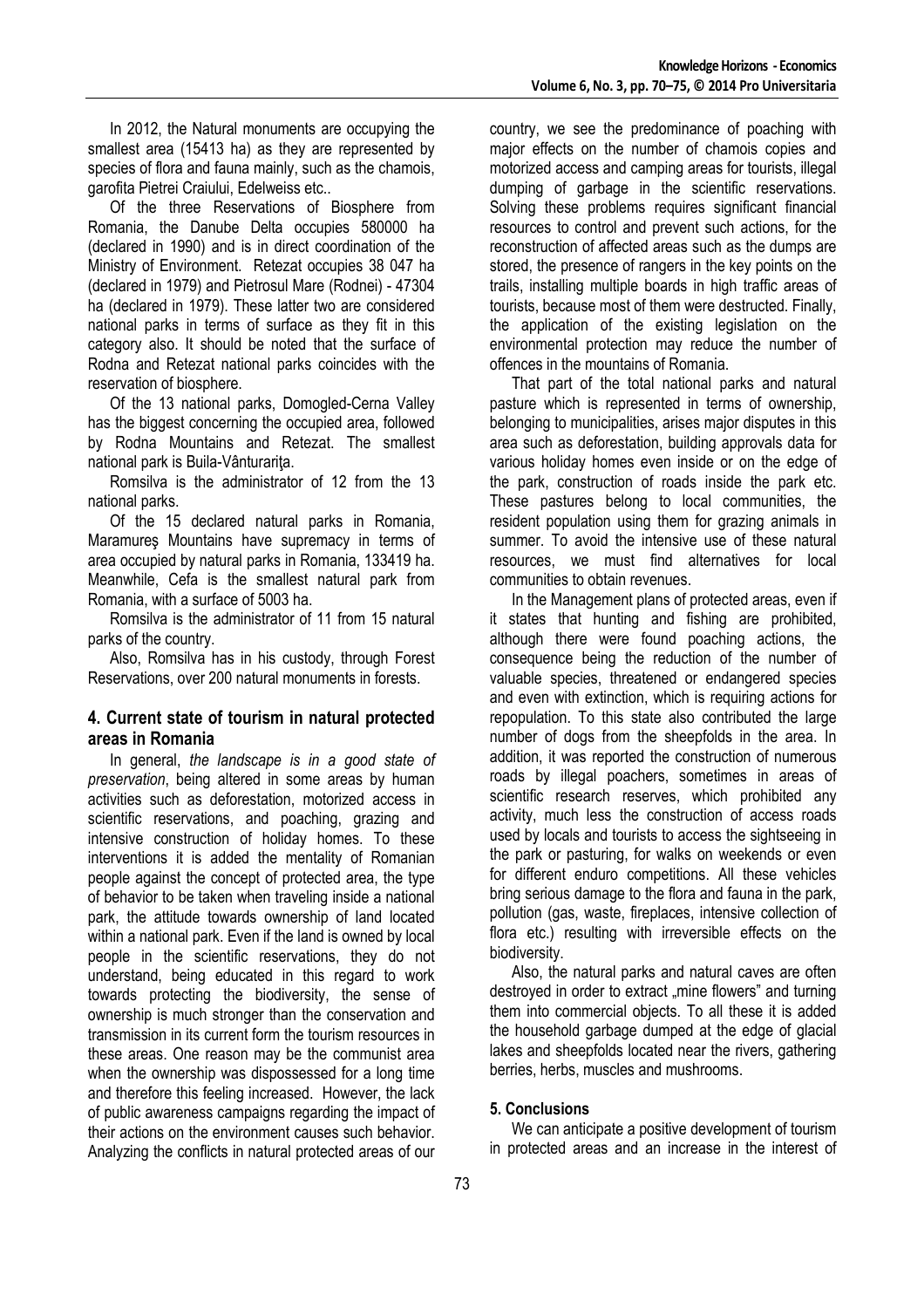In 2012, the Natural monuments are occupying the smallest area (15413 ha) as they are represented by species of flora and fauna mainly, such as the chamois, garofita Pietrei Craiului, Edelweiss etc..

Of the three Reservations of Biosphere from Romania, the Danube Delta occupies 580000 ha (declared in 1990) and is in direct coordination of the Ministry of Environment. Retezat occupies 38 047 ha (declared in 1979) and Pietrosul Mare (Rodnei) - 47304 ha (declared in 1979). These latter two are considered national parks in terms of surface as they fit in this category also. It should be noted that the surface of Rodna and Retezat national parks coincides with the reservation of biosphere.

Of the 13 national parks, Domogled-Cerna Valley has the biggest concerning the occupied area, followed by Rodna Mountains and Retezat. The smallest national park is Buila-Vânturariţa.

Romsilva is the administrator of 12 from the 13 national parks.

Of the 15 declared natural parks in Romania, Maramureş Mountains have supremacy in terms of area occupied by natural parks in Romania, 133419 ha. Meanwhile, Cefa is the smallest natural park from Romania, with a surface of 5003 ha.

Romsilva is the administrator of 11 from 15 natural parks of the country.

Also, Romsilva has in his custody, through Forest Reservations, over 200 natural monuments in forests.

## 4. Current state of tourism in natural protected areas in Romania

In general, *the landscape is in a good state of preservation*, being altered in some areas by human activities such as deforestation, motorized access in scientific reservations, and poaching, grazing and intensive construction of holiday homes. To these interventions it is added the mentality of Romanian people against the concept of protected area, the type of behavior to be taken when traveling inside a national park, the attitude towards ownership of land located within a national park. Even if the land is owned by local people in the scientific reservations, they do not understand, being educated in this regard to work towards protecting the biodiversity, the sense of ownership is much stronger than the conservation and transmission in its current form the tourism resources in these areas. One reason may be the communist area when the ownership was dispossessed for a long time and therefore this feeling increased. However, the lack of public awareness campaigns regarding the impact of their actions on the environment causes such behavior. Analyzing the conflicts in natural protected areas of our country, we see the predominance of poaching with major effects on the number of chamois copies and motorized access and camping areas for tourists, illegal dumping of garbage in the scientific reservations. Solving these problems requires significant financial resources to control and prevent such actions, for the reconstruction of affected areas such as the dumps are stored, the presence of rangers in the key points on the trails, installing multiple boards in high traffic areas of tourists, because most of them were destructed. Finally, the application of the existing legislation on the environmental protection may reduce the number of offences in the mountains of Romania.

That part of the total national parks and natural pasture which is represented in terms of ownership, belonging to municipalities, arises major disputes in this area such as deforestation, building approvals data for various holiday homes even inside or on the edge of the park, construction of roads inside the park etc. These pastures belong to local communities, the resident population using them for grazing animals in summer. To avoid the intensive use of these natural resources, we must find alternatives for local communities to obtain revenues.

In the Management plans of protected areas, even if it states that hunting and fishing are prohibited, although there were found poaching actions, the consequence being the reduction of the number of valuable species, threatened or endangered species and even with extinction, which is requiring actions for repopulation. To this state also contributed the large number of dogs from the sheepfolds in the area. In addition, it was reported the construction of numerous roads by illegal poachers, sometimes in areas of scientific research reserves, which prohibited any activity, much less the construction of access roads used by locals and tourists to access the sightseeing in the park or pasturing, for walks on weekends or even for different enduro competitions. All these vehicles bring serious damage to the flora and fauna in the park, pollution (gas, waste, fireplaces, intensive collection of flora etc.) resulting with irreversible effects on the biodiversity.

Also, the natural parks and natural caves are often destroyed in order to extract „mine flowers" and turning them into commercial objects. To all these it is added the household garbage dumped at the edge of glacial lakes and sheepfolds located near the rivers, gathering berries, herbs, muscles and mushrooms.

## 5. Conclusions

We can anticipate a positive development of tourism in protected areas and an increase in the interest of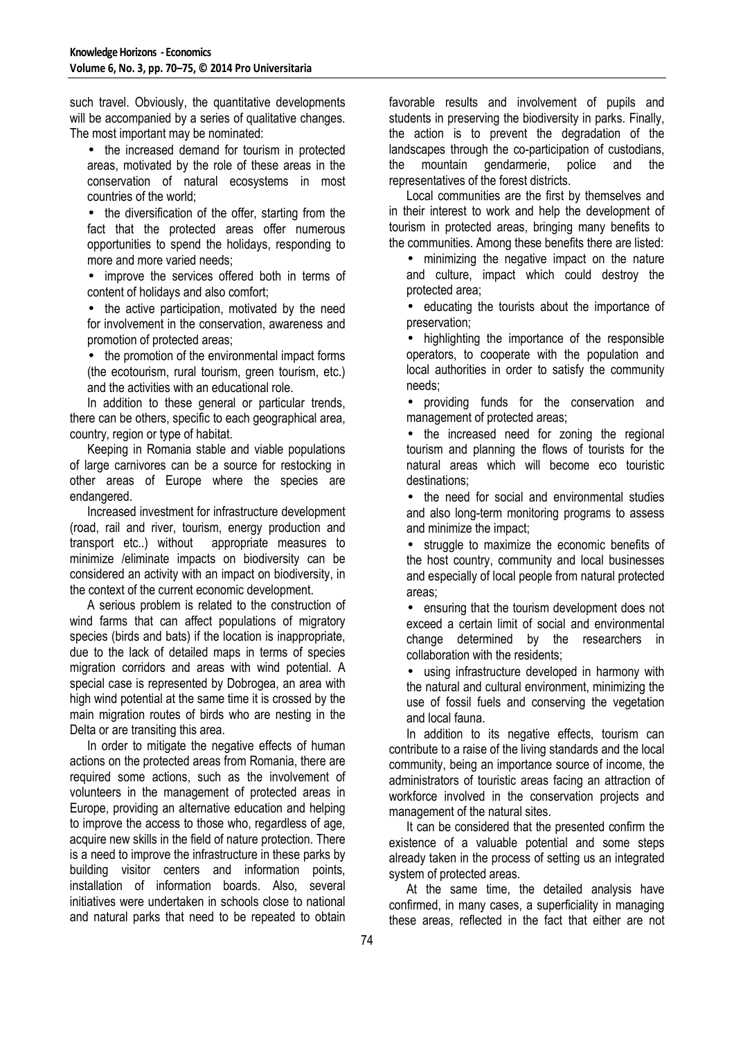such travel. Obviously, the quantitative developments will be accompanied by a series of qualitative changes. The most important may be nominated:

- the increased demand for tourism in protected areas, motivated by the role of these areas in the conservation of natural ecosystems in most countries of the world;
- the diversification of the offer, starting from the fact that the protected areas offer numerous opportunities to spend the holidays, responding to more and more varied needs;
- improve the services offered both in terms of content of holidays and also comfort;
- the active participation, motivated by the need for involvement in the conservation, awareness and promotion of protected areas;
- the promotion of the environmental impact forms (the ecotourism, rural tourism, green tourism, etc.) and the activities with an educational role.

In addition to these general or particular trends, there can be others, specific to each geographical area, country, region or type of habitat.

Keeping in Romania stable and viable populations of large carnivores can be a source for restocking in other areas of Europe where the species are endangered.

Increased investment for infrastructure development (road, rail and river, tourism, energy production and transport etc..) without appropriate measures to minimize /eliminate impacts on biodiversity can be considered an activity with an impact on biodiversity, in the context of the current economic development.

A serious problem is related to the construction of wind farms that can affect populations of migratory species (birds and bats) if the location is inappropriate, due to the lack of detailed maps in terms of species migration corridors and areas with wind potential. A special case is represented by Dobrogea, an area with high wind potential at the same time it is crossed by the main migration routes of birds who are nesting in the Delta or are transiting this area.

In order to mitigate the negative effects of human actions on the protected areas from Romania, there are required some actions, such as the involvement of volunteers in the management of protected areas in Europe, providing an alternative education and helping to improve the access to those who, regardless of age, acquire new skills in the field of nature protection. There is a need to improve the infrastructure in these parks by building visitor centers and information points, installation of information boards. Also, several initiatives were undertaken in schools close to national and natural parks that need to be repeated to obtain favorable results and involvement of pupils and students in preserving the biodiversity in parks. Finally, the action is to prevent the degradation of the landscapes through the co-participation of custodians, the mountain gendarmerie, police and the representatives of the forest districts.

Local communities are the first by themselves and in their interest to work and help the development of tourism in protected areas, bringing many benefits to the communities. Among these benefits there are listed:

- minimizing the negative impact on the nature and culture, impact which could destroy the protected area;
- educating the tourists about the importance of preservation;
- highlighting the importance of the responsible operators, to cooperate with the population and local authorities in order to satisfy the community needs;
- providing funds for the conservation and management of protected areas;
- the increased need for zoning the regional tourism and planning the flows of tourists for the natural areas which will become eco touristic destinations;
- the need for social and environmental studies and also long-term monitoring programs to assess and minimize the impact;
- struggle to maximize the economic benefits of the host country, community and local businesses and especially of local people from natural protected areas;
- ensuring that the tourism development does not exceed a certain limit of social and environmental change determined by the researchers in collaboration with the residents;
- using infrastructure developed in harmony with the natural and cultural environment, minimizing the use of fossil fuels and conserving the vegetation and local fauna.

In addition to its negative effects, tourism can contribute to a raise of the living standards and the local community, being an importance source of income, the administrators of touristic areas facing an attraction of workforce involved in the conservation projects and management of the natural sites.

It can be considered that the presented confirm the existence of a valuable potential and some steps already taken in the process of setting us an integrated system of protected areas.

At the same time, the detailed analysis have confirmed, in many cases, a superficiality in managing these areas, reflected in the fact that either are not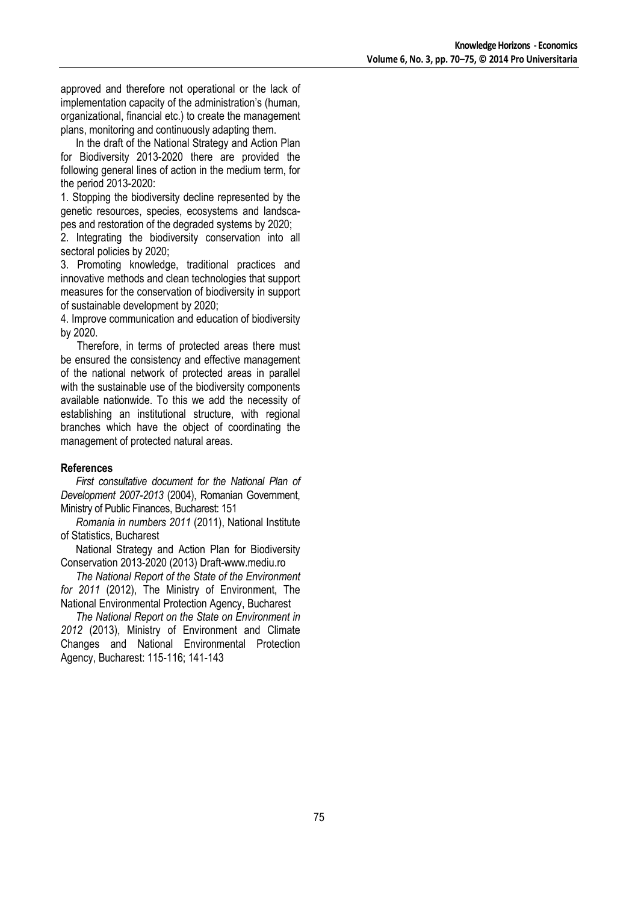approved and therefore not operational or the lack of implementation capacity of the administration's (human, organizational, financial etc.) to create the management plans, monitoring and continuously adapting them.

In the draft of the National Strategy and Action Plan for Biodiversity 2013-2020 there are provided the following general lines of action in the medium term, for the period 2013-2020:

1. Stopping the biodiversity decline represented by the genetic resources, species, ecosystems and landscapes and restoration of the degraded systems by 2020;
2. Integrating the biodiversity conservation into all sectoral policies by 2020;
3. Promoting knowledge, traditional practices and innovative methods and clean technologies that support measures for the conservation of biodiversity in support of sustainable development by 2020;
4. Improve communication and education of biodiversity by 2020.

Therefore, in terms of protected areas there must be ensured the consistency and effective management of the national network of protected areas in parallel with the sustainable use of the biodiversity components available nationwide. To this we add the necessity of establishing an institutional structure, with regional branches which have the object of coordinating the management of protected natural areas.

### References

*First consultative document for the National Plan of Development 2007-2013* (2004), Romanian Government, Ministry of Public Finances, Bucharest: 151

*Romania in numbers 2011* (2011), National Institute of Statistics, Bucharest

National Strategy and Action Plan for Biodiversity Conservation 2013-2020 (2013) Draft-www.mediu.ro

*The National Report of the State of the Environment for 2011* (2012), The Ministry of Environment, The National Environmental Protection Agency, Bucharest

*The National Report on the State on Environment in 2012* (2013), Ministry of Environment and Climate Changes and National Environmental Protection Agency, Bucharest: 115-116; 141-143